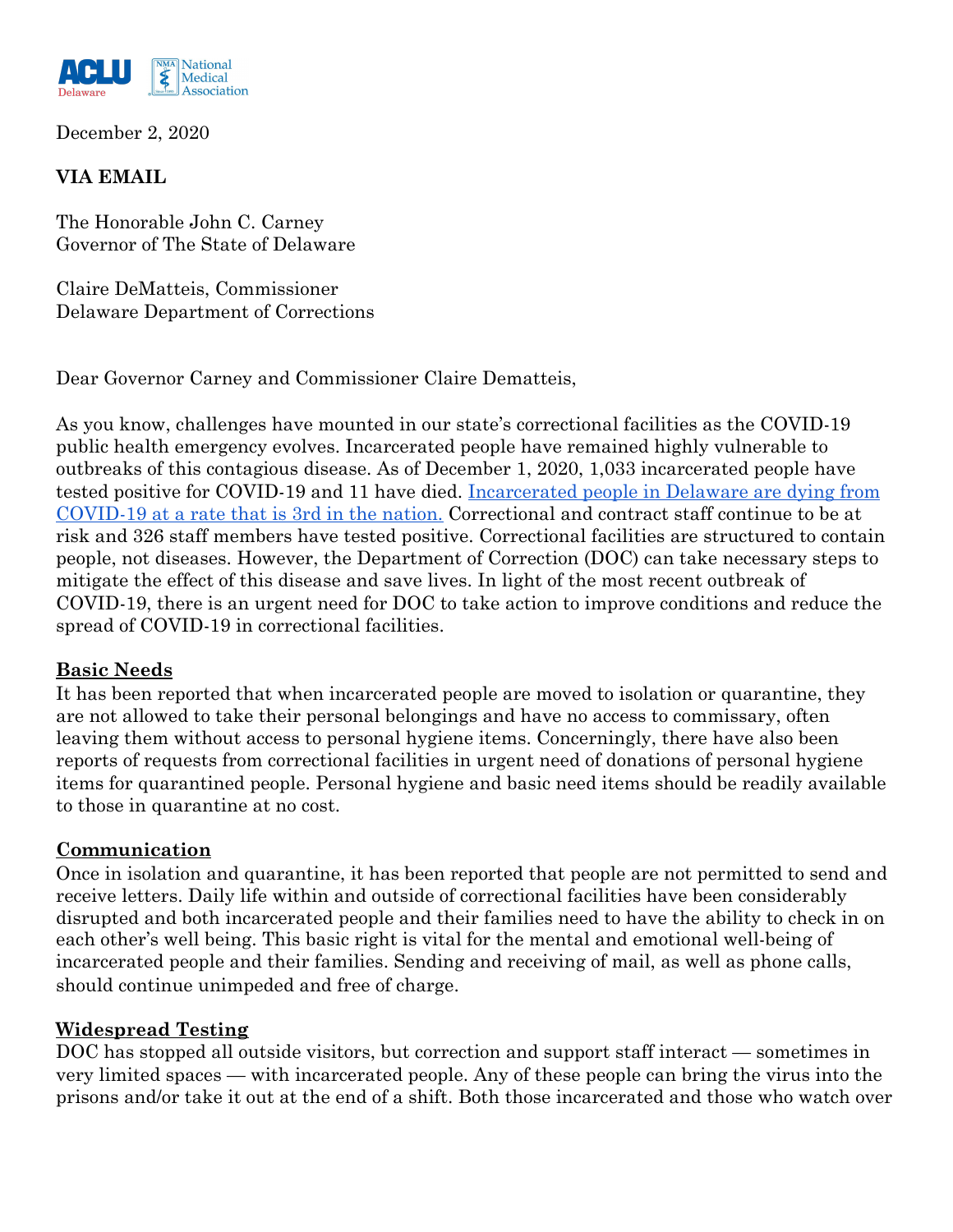ACLU Delaware | National Medical Association

December 2, 2020

**VIA EMAIL**

The Honorable John C. Carney
Governor of The State of Delaware

Claire DeMatteis, Commissioner
Delaware Department of Corrections

Dear Governor Carney and Commissioner Claire Dematteis,

As you know, challenges have mounted in our state's correctional facilities as the COVID-19 public health emergency evolves. Incarcerated people have remained highly vulnerable to outbreaks of this contagious disease. As of December 1, 2020, 1,033 incarcerated people have tested positive for COVID-19 and 11 have died. [Incarcerated people in Delaware are dying from COVID-19 at a rate that is 3rd in the nation.] Correctional and contract staff continue to be at risk and 326 staff members have tested positive. Correctional facilities are structured to contain people, not diseases. However, the Department of Correction (DOC) can take necessary steps to mitigate the effect of this disease and save lives. In light of the most recent outbreak of COVID-19, there is an urgent need for DOC to take action to improve conditions and reduce the spread of COVID-19 in correctional facilities.

**Basic Needs**

It has been reported that when incarcerated people are moved to isolation or quarantine, they are not allowed to take their personal belongings and have no access to commissary, often leaving them without access to personal hygiene items. Concerningly, there have also been reports of requests from correctional facilities in urgent need of donations of personal hygiene items for quarantined people. Personal hygiene and basic need items should be readily available to those in quarantine at no cost.

**Communication**

Once in isolation and quarantine, it has been reported that people are not permitted to send and receive letters. Daily life within and outside of correctional facilities have been considerably disrupted and both incarcerated people and their families need to have the ability to check in on each other's well being. This basic right is vital for the mental and emotional well-being of incarcerated people and their families. Sending and receiving of mail, as well as phone calls, should continue unimpeded and free of charge.

**Widespread Testing**

DOC has stopped all outside visitors, but correction and support staff interact — sometimes in very limited spaces — with incarcerated people. Any of these people can bring the virus into the prisons and/or take it out at the end of a shift. Both those incarcerated and those who watch over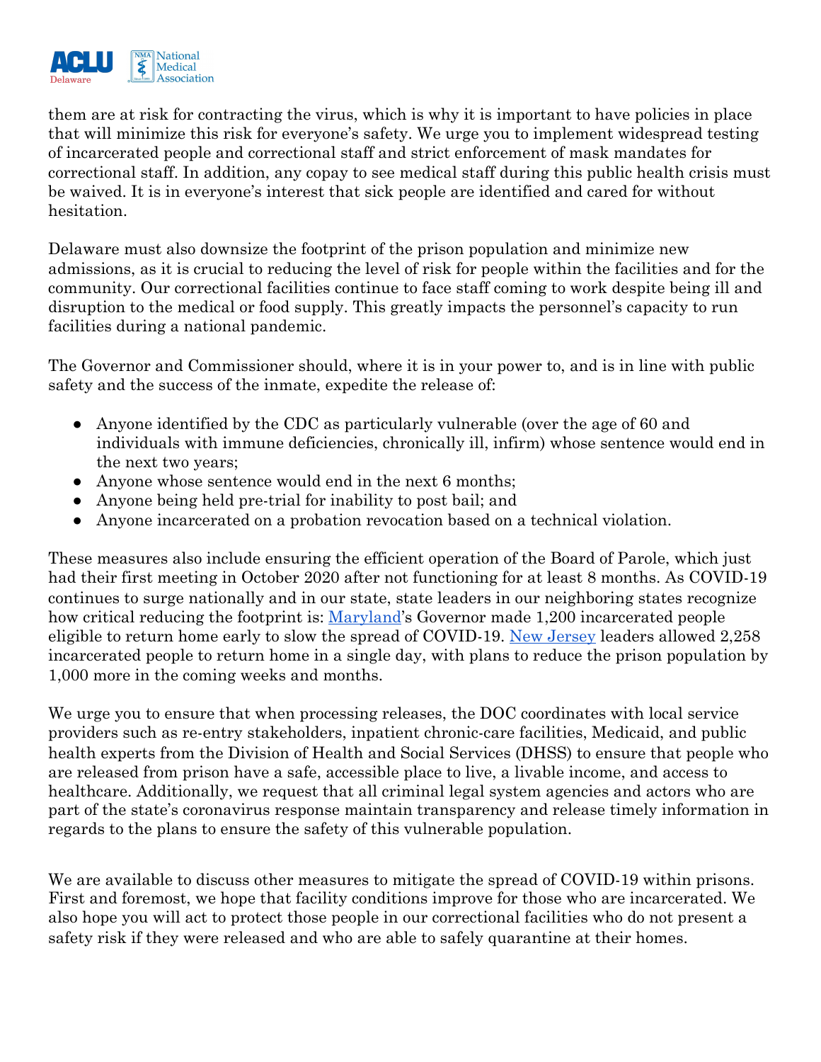them are at risk for contracting the virus, which is why it is important to have policies in place that will minimize this risk for everyone's safety. We urge you to implement widespread testing of incarcerated people and correctional staff and strict enforcement of mask mandates for correctional staff. In addition, any copay to see medical staff during this public health crisis must be waived. It is in everyone's interest that sick people are identified and cared for without hesitation.

Delaware must also downsize the footprint of the prison population and minimize new admissions, as it is crucial to reducing the level of risk for people within the facilities and for the community. Our correctional facilities continue to face staff coming to work despite being ill and disruption to the medical or food supply. This greatly impacts the personnel's capacity to run facilities during a national pandemic.

The Governor and Commissioner should, where it is in your power to, and is in line with public safety and the success of the inmate, expedite the release of:

- Anyone identified by the CDC as particularly vulnerable (over the age of 60 and individuals with immune deficiencies, chronically ill, infirm) whose sentence would end in the next two years;
- Anyone whose sentence would end in the next 6 months;
- Anyone being held pre-trial for inability to post bail; and
- Anyone incarcerated on a probation revocation based on a technical violation.

These measures also include ensuring the efficient operation of the Board of Parole, which just had their first meeting in October 2020 after not functioning for at least 8 months. As COVID-19 continues to surge nationally and in our state, state leaders in our neighboring states recognize how critical reducing the footprint is: Maryland's Governor made 1,200 incarcerated people eligible to return home early to slow the spread of COVID-19. New Jersey leaders allowed 2,258 incarcerated people to return home in a single day, with plans to reduce the prison population by 1,000 more in the coming weeks and months.

We urge you to ensure that when processing releases, the DOC coordinates with local service providers such as re-entry stakeholders, inpatient chronic-care facilities, Medicaid, and public health experts from the Division of Health and Social Services (DHSS) to ensure that people who are released from prison have a safe, accessible place to live, a livable income, and access to healthcare. Additionally, we request that all criminal legal system agencies and actors who are part of the state's coronavirus response maintain transparency and release timely information in regards to the plans to ensure the safety of this vulnerable population.

We are available to discuss other measures to mitigate the spread of COVID-19 within prisons. First and foremost, we hope that facility conditions improve for those who are incarcerated. We also hope you will act to protect those people in our correctional facilities who do not present a safety risk if they were released and who are able to safely quarantine at their homes.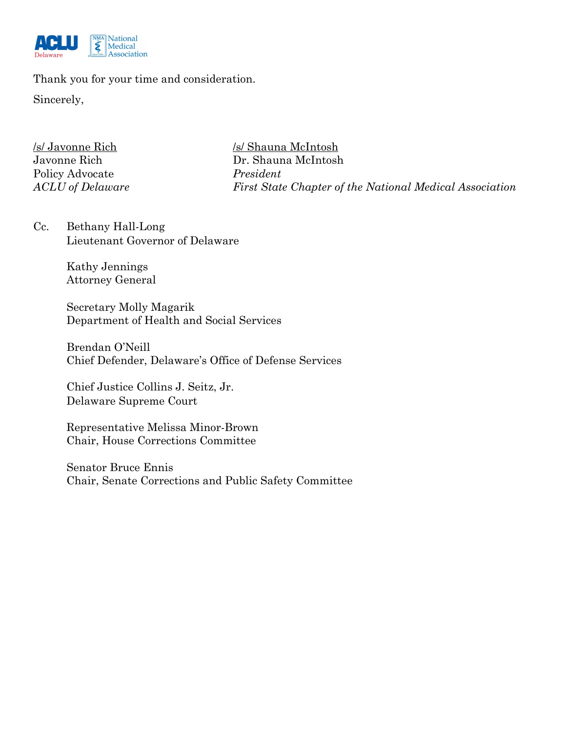Thank you for your time and consideration.

Sincerely,

/s/ Javonne Rich
Javonne Rich
Policy Advocate
*ACLU of Delaware*

/s/ Shauna McIntosh
Dr. Shauna McIntosh
*President*
*First State Chapter of the National Medical Association*

Cc. Bethany Hall-Long
Lieutenant Governor of Delaware

Kathy Jennings
Attorney General

Secretary Molly Magarik
Department of Health and Social Services

Brendan O'Neill
Chief Defender, Delaware's Office of Defense Services

Chief Justice Collins J. Seitz, Jr.
Delaware Supreme Court

Representative Melissa Minor-Brown
Chair, House Corrections Committee

Senator Bruce Ennis
Chair, Senate Corrections and Public Safety Committee